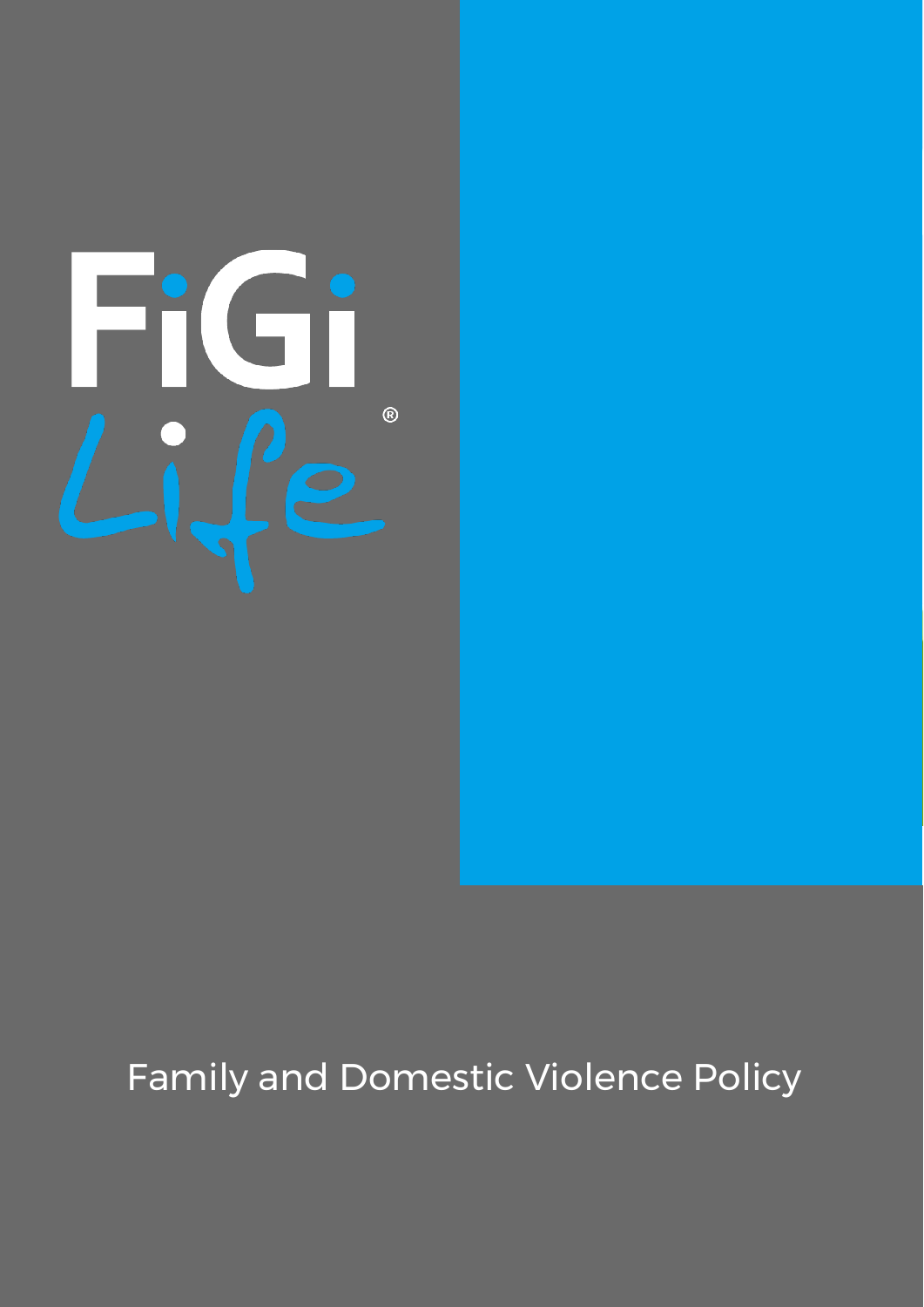FiGi Life®

# Family and Domestic Violence Policy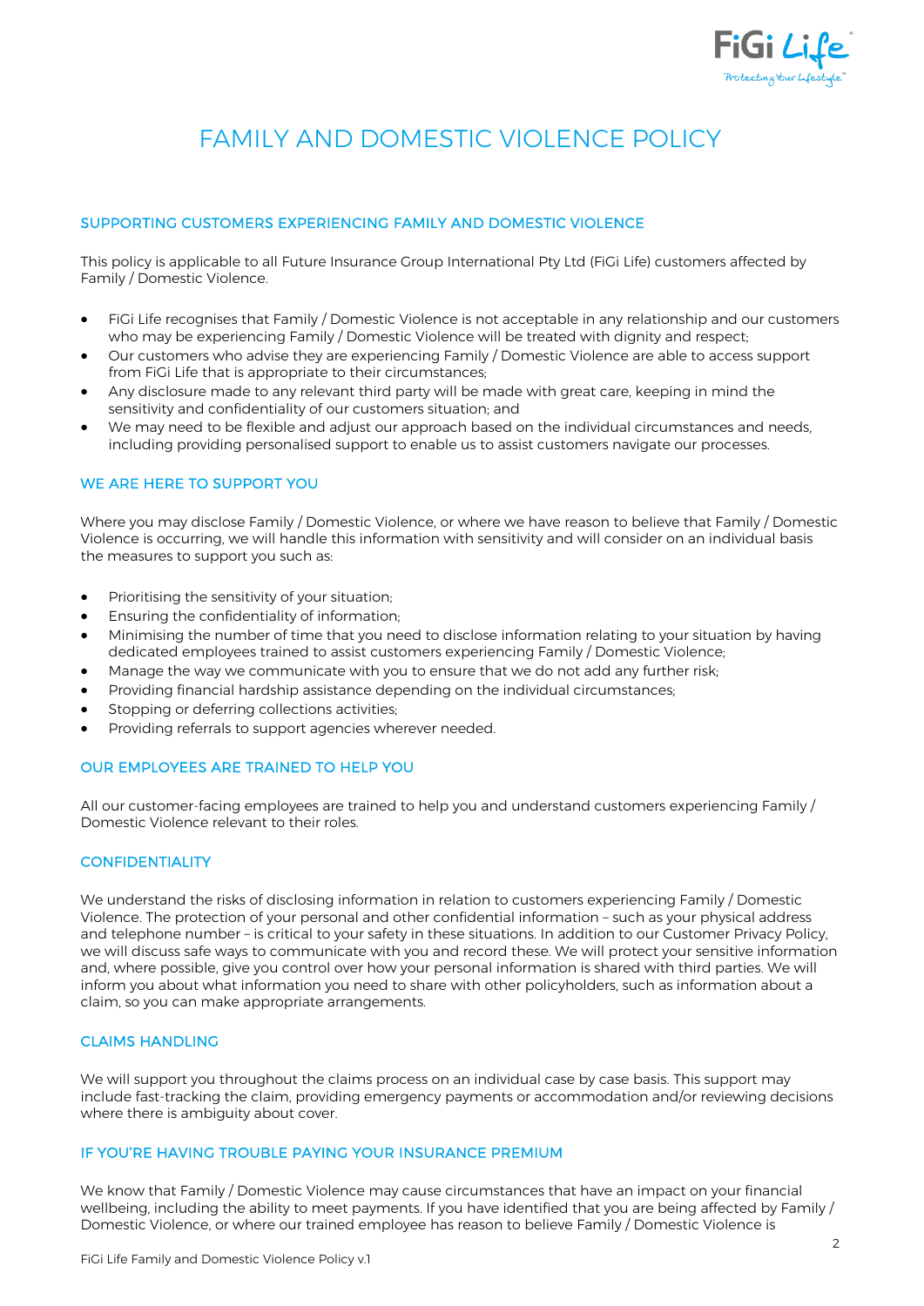# FAMILY AND DOMESTIC VIOLENCE POLICY

## SUPPORTING CUSTOMERS EXPERIENCING FAMILY AND DOMESTIC VIOLENCE

This policy is applicable to all Future Insurance Group International Pty Ltd (FiGi Life) customers affected by Family / Domestic Violence.

- FiGi Life recognises that Family / Domestic Violence is not acceptable in any relationship and our customers who may be experiencing Family / Domestic Violence will be treated with dignity and respect;
- Our customers who advise they are experiencing Family / Domestic Violence are able to access support from FiGi Life that is appropriate to their circumstances;
- Any disclosure made to any relevant third party will be made with great care, keeping in mind the sensitivity and confidentiality of our customers situation; and
- We may need to be flexible and adjust our approach based on the individual circumstances and needs, including providing personalised support to enable us to assist customers navigate our processes.

## WE ARE HERE TO SUPPORT YOU

Where you may disclose Family / Domestic Violence, or where we have reason to believe that Family / Domestic Violence is occurring, we will handle this information with sensitivity and will consider on an individual basis the measures to support you such as:

- Prioritising the sensitivity of your situation;
- Ensuring the confidentiality of information;
- Minimising the number of time that you need to disclose information relating to your situation by having dedicated employees trained to assist customers experiencing Family / Domestic Violence;
- Manage the way we communicate with you to ensure that we do not add any further risk;
- Providing financial hardship assistance depending on the individual circumstances;
- Stopping or deferring collections activities;
- Providing referrals to support agencies wherever needed.

## OUR EMPLOYEES ARE TRAINED TO HELP YOU

All our customer-facing employees are trained to help you and understand customers experiencing Family / Domestic Violence relevant to their roles.

## CONFIDENTIALITY

We understand the risks of disclosing information in relation to customers experiencing Family / Domestic Violence. The protection of your personal and other confidential information – such as your physical address and telephone number – is critical to your safety in these situations. In addition to our Customer Privacy Policy, we will discuss safe ways to communicate with you and record these. We will protect your sensitive information and, where possible, give you control over how your personal information is shared with third parties. We will inform you about what information you need to share with other policyholders, such as information about a claim, so you can make appropriate arrangements.

## CLAIMS HANDLING

We will support you throughout the claims process on an individual case by case basis. This support may include fast-tracking the claim, providing emergency payments or accommodation and/or reviewing decisions where there is ambiguity about cover.

## IF YOU'RE HAVING TROUBLE PAYING YOUR INSURANCE PREMIUM

We know that Family / Domestic Violence may cause circumstances that have an impact on your financial wellbeing, including the ability to meet payments. If you have identified that you are being affected by Family / Domestic Violence, or where our trained employee has reason to believe Family / Domestic Violence is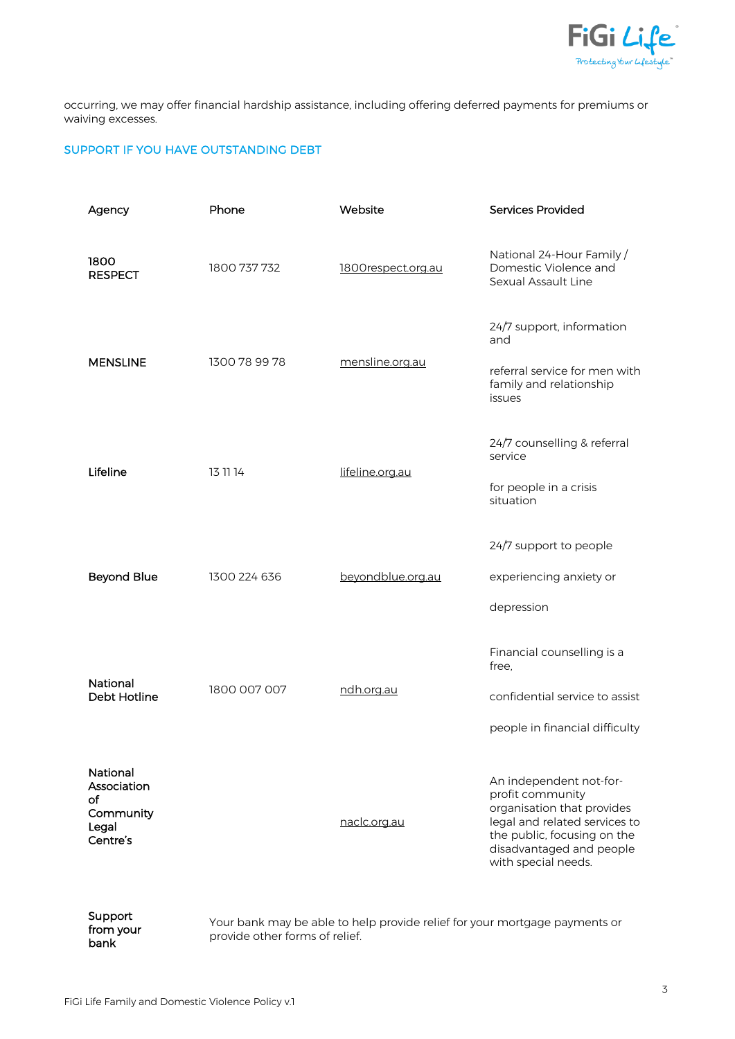occurring, we may offer financial hardship assistance, including offering deferred payments for premiums or waiving excesses.

## SUPPORT IF YOU HAVE OUTSTANDING DEBT

| Agency | Phone | Website | Services Provided |
|---|---|---|---|
| 1800 RESPECT | 1800 737 732 | 1800respect.org.au | National 24-Hour Family / Domestic Violence and Sexual Assault Line |
| MENSLINE | 1300 78 99 78 | mensline.org.au | 24/7 support, information and referral service for men with family and relationship issues |
| Lifeline | 13 11 14 | lifeline.org.au | 24/7 counselling & referral service for people in a crisis situation |
| Beyond Blue | 1300 224 636 | beyondblue.org.au | 24/7 support to people experiencing anxiety or depression |
| National Debt Hotline | 1800 007 007 | ndh.org.au | Financial counselling is a free, confidential service to assist people in financial difficulty |
| National Association of Community Legal Centre's | | naclc.org.au | An independent not-for-profit community organisation that provides legal and related services to the public, focusing on the disadvantaged and people with special needs. |
| Support from your bank | Your bank may be able to help provide relief for your mortgage payments or provide other forms of relief. | | |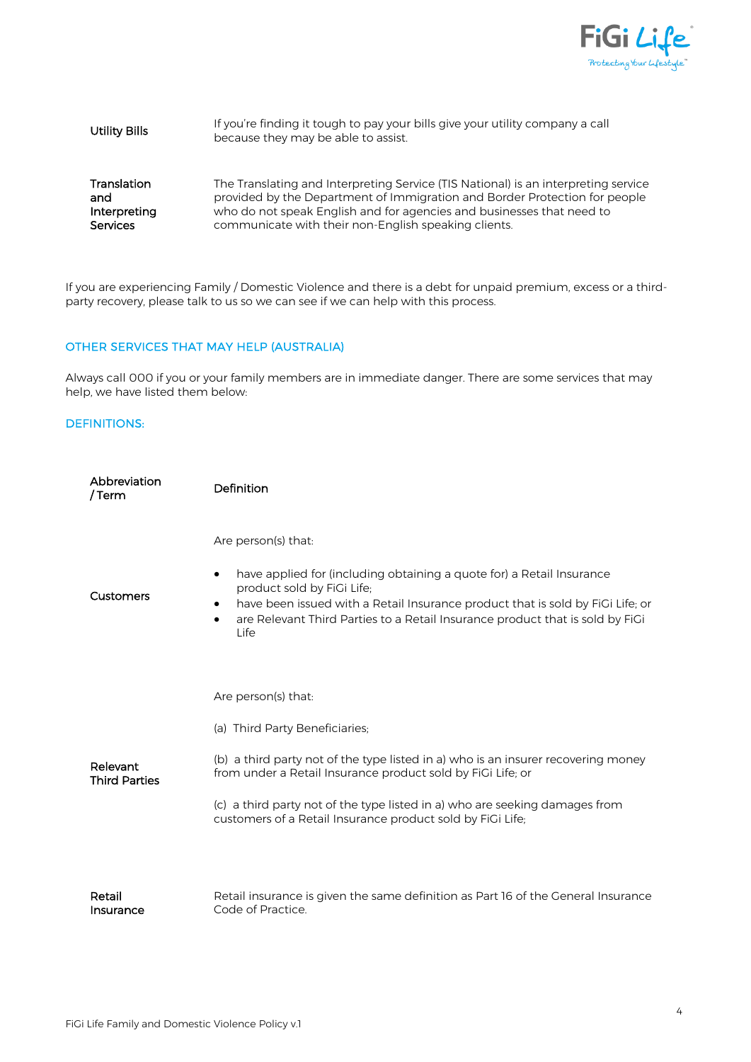| | |
|---|---|
| Utility Bills | If you're finding it tough to pay your bills give your utility company a call because they may be able to assist. |
| Translation and Interpreting Services | The Translating and Interpreting Service (TIS National) is an interpreting service provided by the Department of Immigration and Border Protection for people who do not speak English and for agencies and businesses that need to communicate with their non-English speaking clients. |

If you are experiencing Family / Domestic Violence and there is a debt for unpaid premium, excess or a third-party recovery, please talk to us so we can see if we can help with this process.

## OTHER SERVICES THAT MAY HELP (AUSTRALIA)

Always call 000 if you or your family members are in immediate danger. There are some services that may help, we have listed them below:

## DEFINITIONS:

| Abbreviation / Term | Definition |
|---|---|
| Customers | Are person(s) that:<br>• have applied for (including obtaining a quote for) a Retail Insurance product sold by FiGi Life;<br>• have been issued with a Retail Insurance product that is sold by FiGi Life; or<br>• are Relevant Third Parties to a Retail Insurance product that is sold by FiGi Life |
| Relevant Third Parties | Are person(s) that:<br>(a) Third Party Beneficiaries;<br>(b) a third party not of the type listed in a) who is an insurer recovering money from under a Retail Insurance product sold by FiGi Life; or<br>(c) a third party not of the type listed in a) who are seeking damages from customers of a Retail Insurance product sold by FiGi Life; |
| Retail Insurance | Retail insurance is given the same definition as Part 16 of the General Insurance Code of Practice. |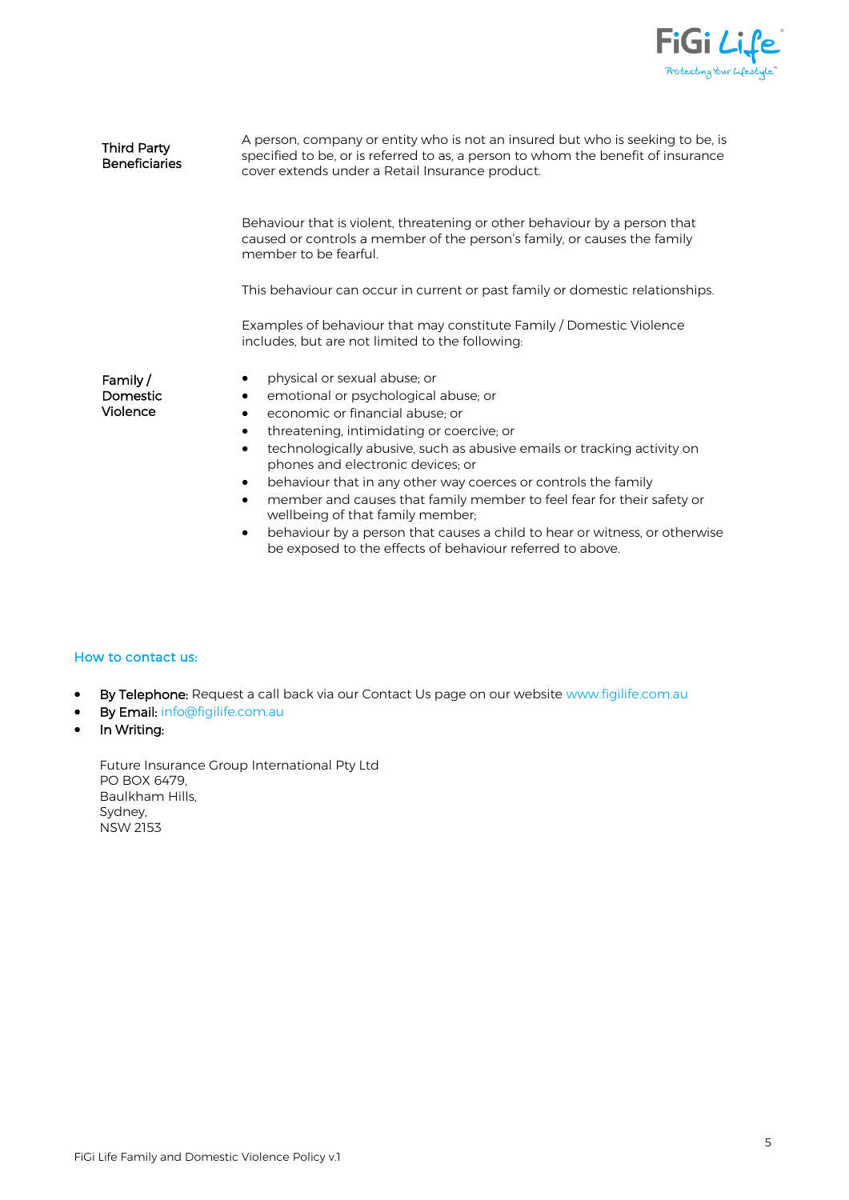| | |
|---|---|
| **Third Party Beneficiaries** | A person, company or entity who is not an insured but who is seeking to be, is specified to be, or is referred to as, a person to whom the benefit of insurance cover extends under a Retail Insurance product. |
| **Family / Domestic Violence** | Behaviour that is violent, threatening or other behaviour by a person that caused or controls a member of the person's family, or causes the family member to be fearful.<br><br>This behaviour can occur in current or past family or domestic relationships.<br><br>Examples of behaviour that may constitute Family / Domestic Violence includes, but are not limited to the following:<br><br>• physical or sexual abuse; or<br>• emotional or psychological abuse; or<br>• economic or financial abuse; or<br>• threatening, intimidating or coercive; or<br>• technologically abusive, such as abusive emails or tracking activity on phones and electronic devices; or<br>• behaviour that in any other way coerces or controls the family<br>• member and causes that family member to feel fear for their safety or wellbeing of that family member;<br>• behaviour by a person that causes a child to hear or witness, or otherwise be exposed to the effects of behaviour referred to above. |

## How to contact us:

- **By Telephone:** Request a call back via our Contact Us page on our website www.figilife.com.au
- **By Email:** info@figilife.com.au
- **In Writing:**

  Future Insurance Group International Pty Ltd
  PO BOX 6479,
  Baulkham Hills,
  Sydney,
  NSW 2153